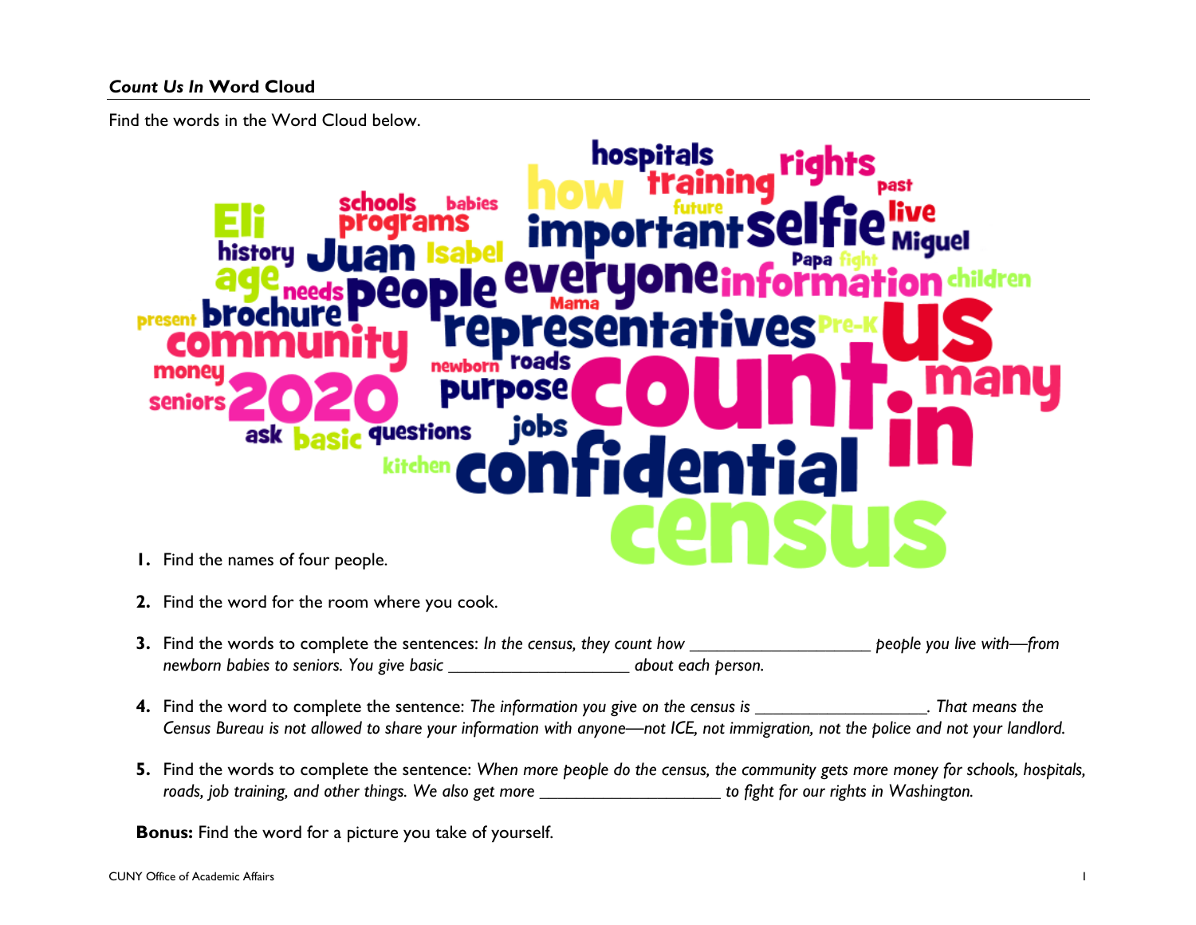## *Count Us In* Word Cloud

Find the words in the Word Cloud below.

hospitals training rights past how schools babies programs future important selfie live Eli Miguel history Juan Isabel Papa fight age needs people everyone information children present brochure Mama representatives Pre-K us community money newborn roads count many seniors 2020 purpose in ask basic questions jobs kitchen confidential census

1. Find the names of four people.

2. Find the word for the room where you cook.

3. Find the words to complete the sentences: *In the census, they count how ___________________ people you live with—from newborn babies to seniors. You give basic ___________________ about each person.*

4. Find the word to complete the sentence: *The information you give on the census is __________________. That means the Census Bureau is not allowed to share your information with anyone—not ICE, not immigration, not the police and not your landlord.*

5. Find the words to complete the sentence: *When more people do the census, the community gets more money for schools, hospitals, roads, job training, and other things. We also get more ___________________ to fight for our rights in Washington.*

**Bonus:** Find the word for a picture you take of yourself.

CUNY Office of Academic Affairs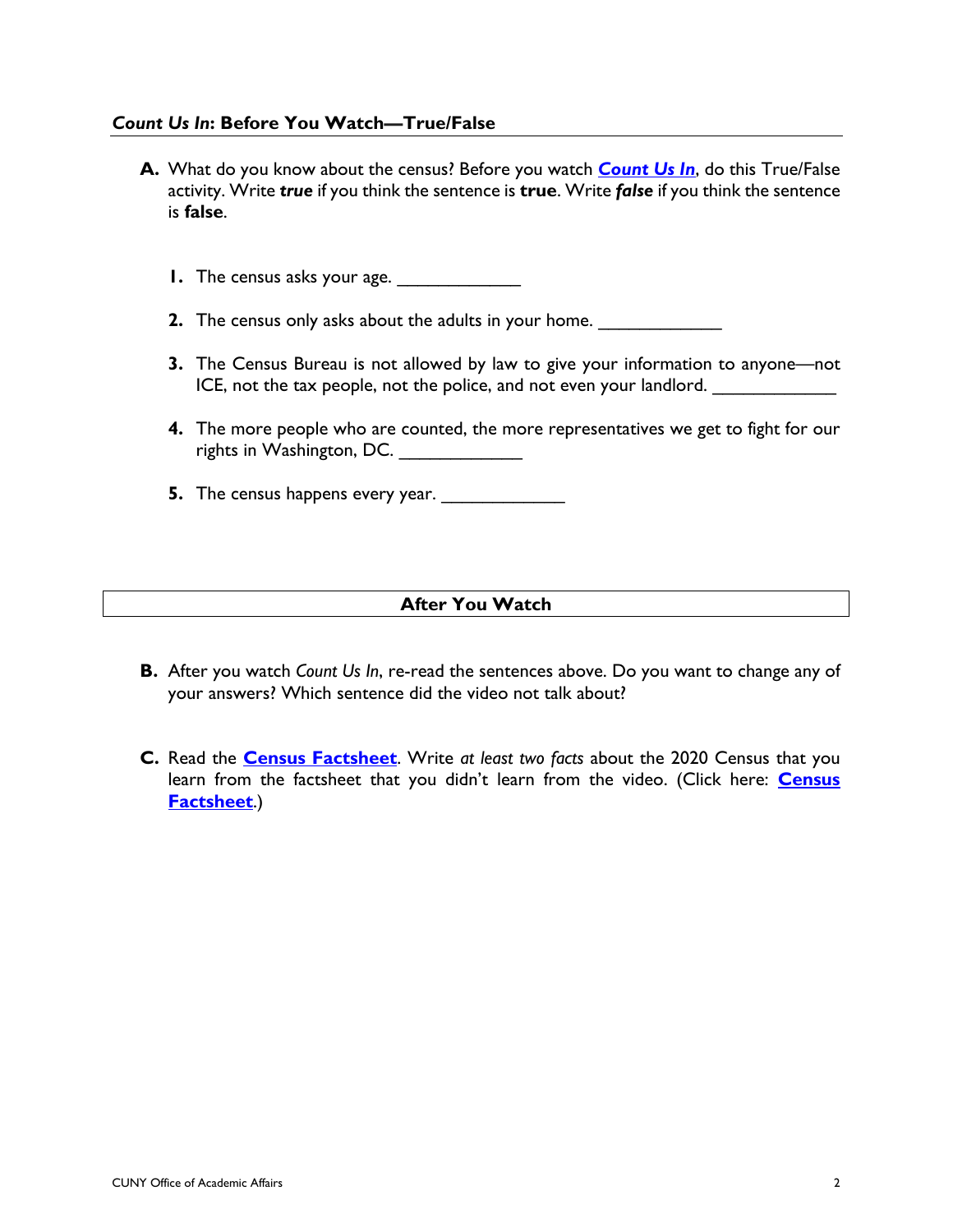## *Count Us In*: Before You Watch—True/False

**A.** What do you know about the census? Before you watch ***Count Us In***, do this True/False activity. Write ***true*** if you think the sentence is **true**. Write ***false*** if you think the sentence is **false**.

1. The census asks your age. ____________

2. The census only asks about the adults in your home. ____________

3. The Census Bureau is not allowed by law to give your information to anyone—not ICE, not the tax people, not the police, and not even your landlord. ____________

4. The more people who are counted, the more representatives we get to fight for our rights in Washington, DC. ____________

5. The census happens every year. ____________

## After You Watch

**B.** After you watch *Count Us In*, re-read the sentences above. Do you want to change any of your answers? Which sentence did the video not talk about?

**C.** Read the **Census Factsheet**. Write *at least two facts* about the 2020 Census that you learn from the factsheet that you didn't learn from the video. (Click here: **Census Factsheet**.)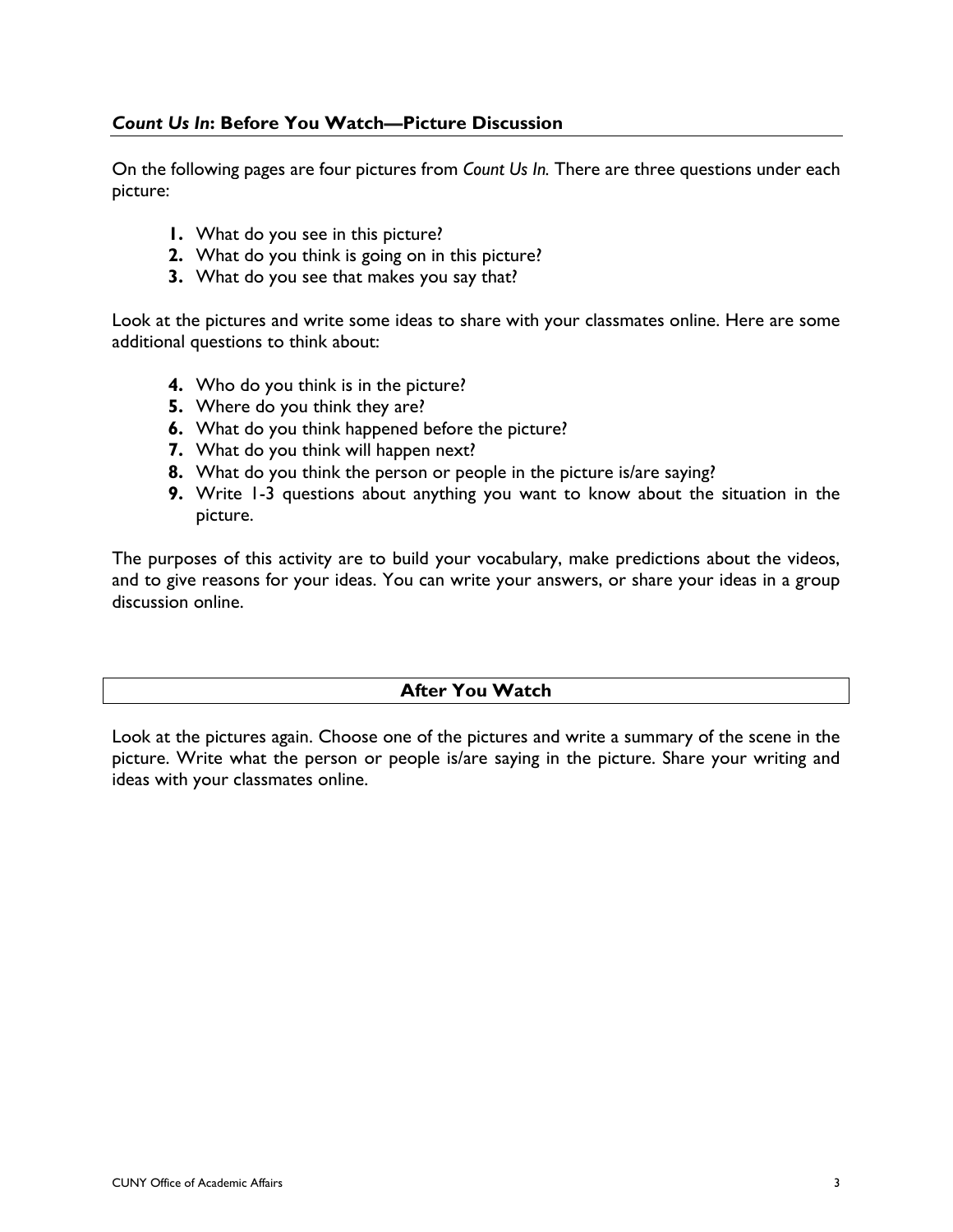## ***Count Us In*: Before You Watch—Picture Discussion**

On the following pages are four pictures from *Count Us In.* There are three questions under each picture:

1. What do you see in this picture?
2. What do you think is going on in this picture?
3. What do you see that makes you say that?

Look at the pictures and write some ideas to share with your classmates online. Here are some additional questions to think about:

4. Who do you think is in the picture?
5. Where do you think they are?
6. What do you think happened before the picture?
7. What do you think will happen next?
8. What do you think the person or people in the picture is/are saying?
9. Write 1-3 questions about anything you want to know about the situation in the picture.

The purposes of this activity are to build your vocabulary, make predictions about the videos, and to give reasons for your ideas. You can write your answers, or share your ideas in a group discussion online.

## **After You Watch**

Look at the pictures again. Choose one of the pictures and write a summary of the scene in the picture. Write what the person or people is/are saying in the picture. Share your writing and ideas with your classmates online.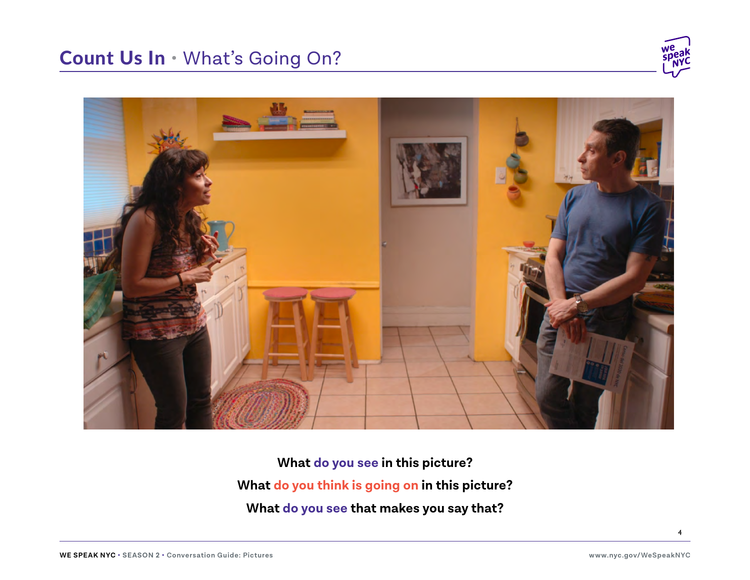# Count Us In • What's Going On?

What **do you see** in this picture?

What **do you think is going on** in this picture?

What **do you see** that makes you say that?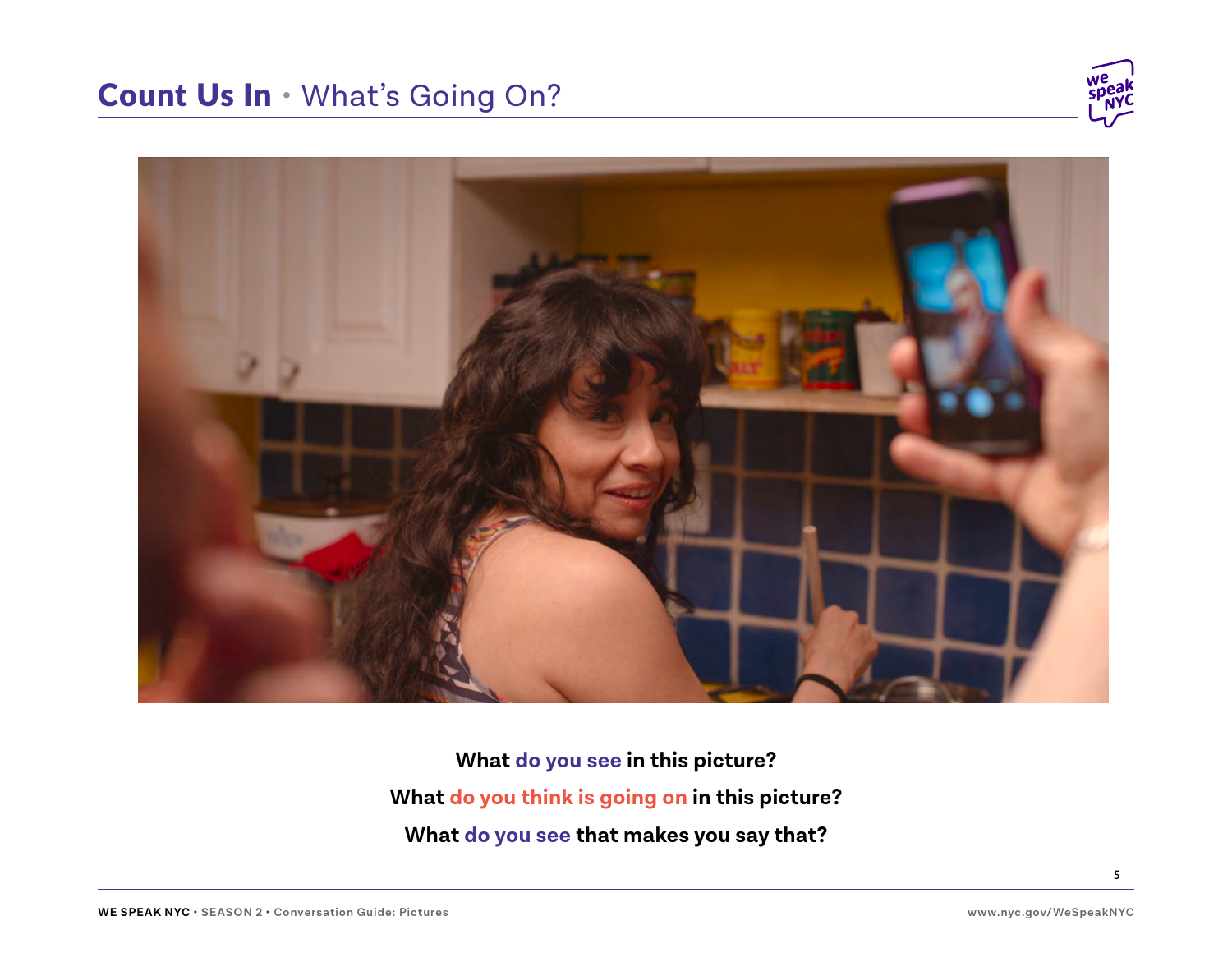# Count Us In • What's Going On?

**What do you see in this picture?**

**What do you think is going on in this picture?**

**What do you see that makes you say that?**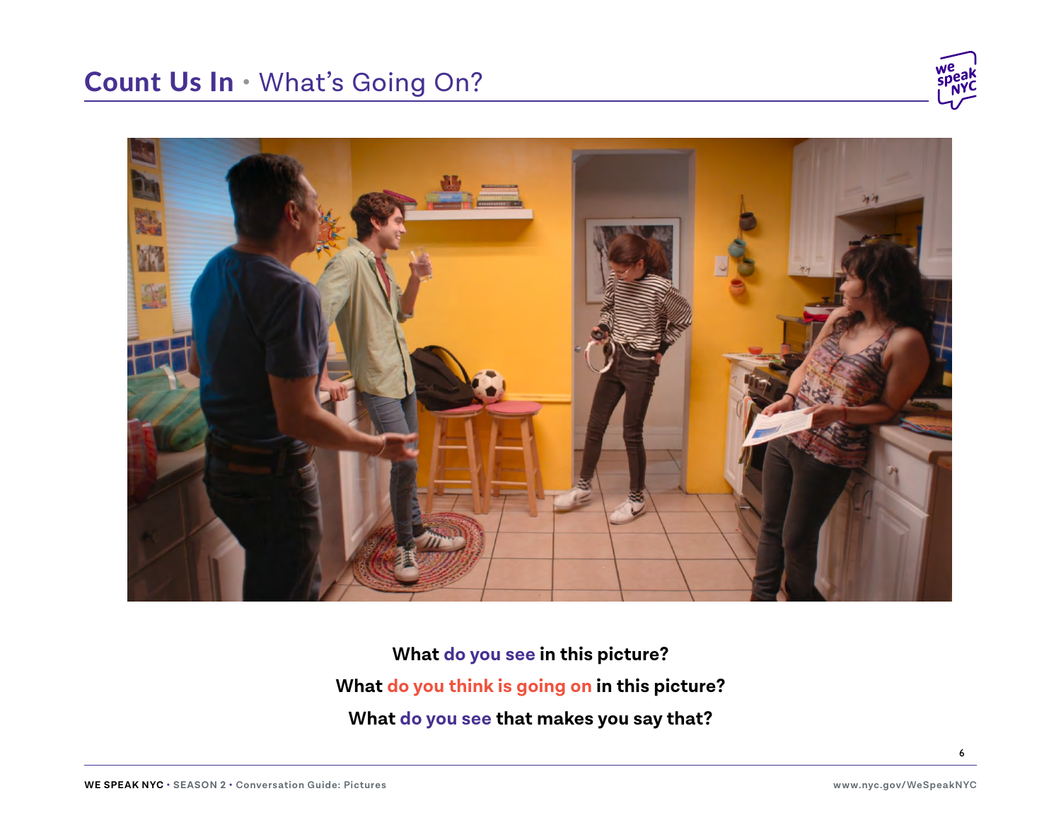# Count Us In • What's Going On?

**What do you see in this picture?**

**What do you think is going on in this picture?**

**What do you see that makes you say that?**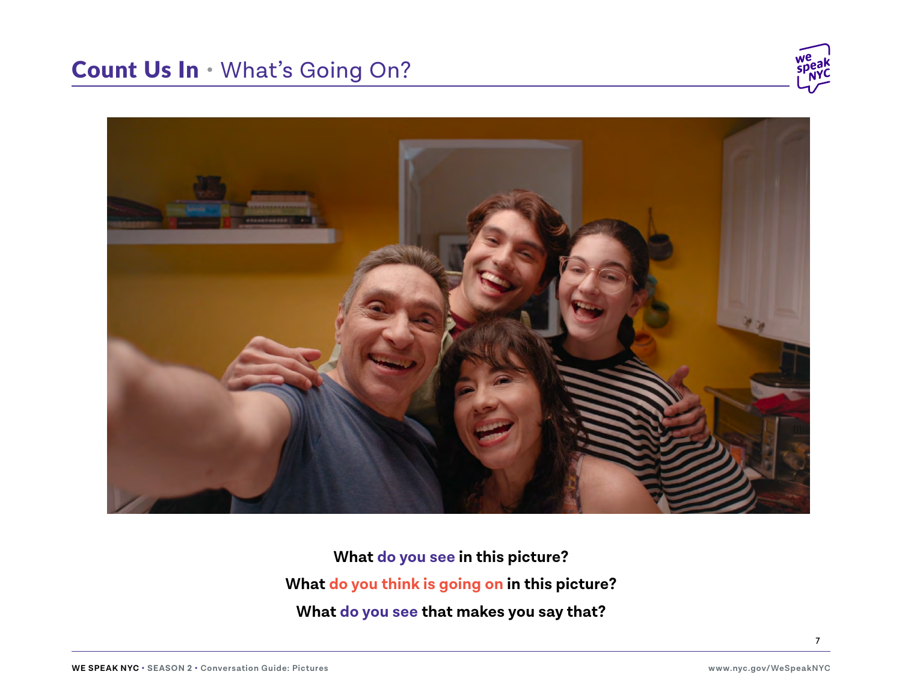# **Count Us In** • What's Going On?

**What do you see in this picture?**

**What do you think is going on in this picture?**

**What do you see that makes you say that?**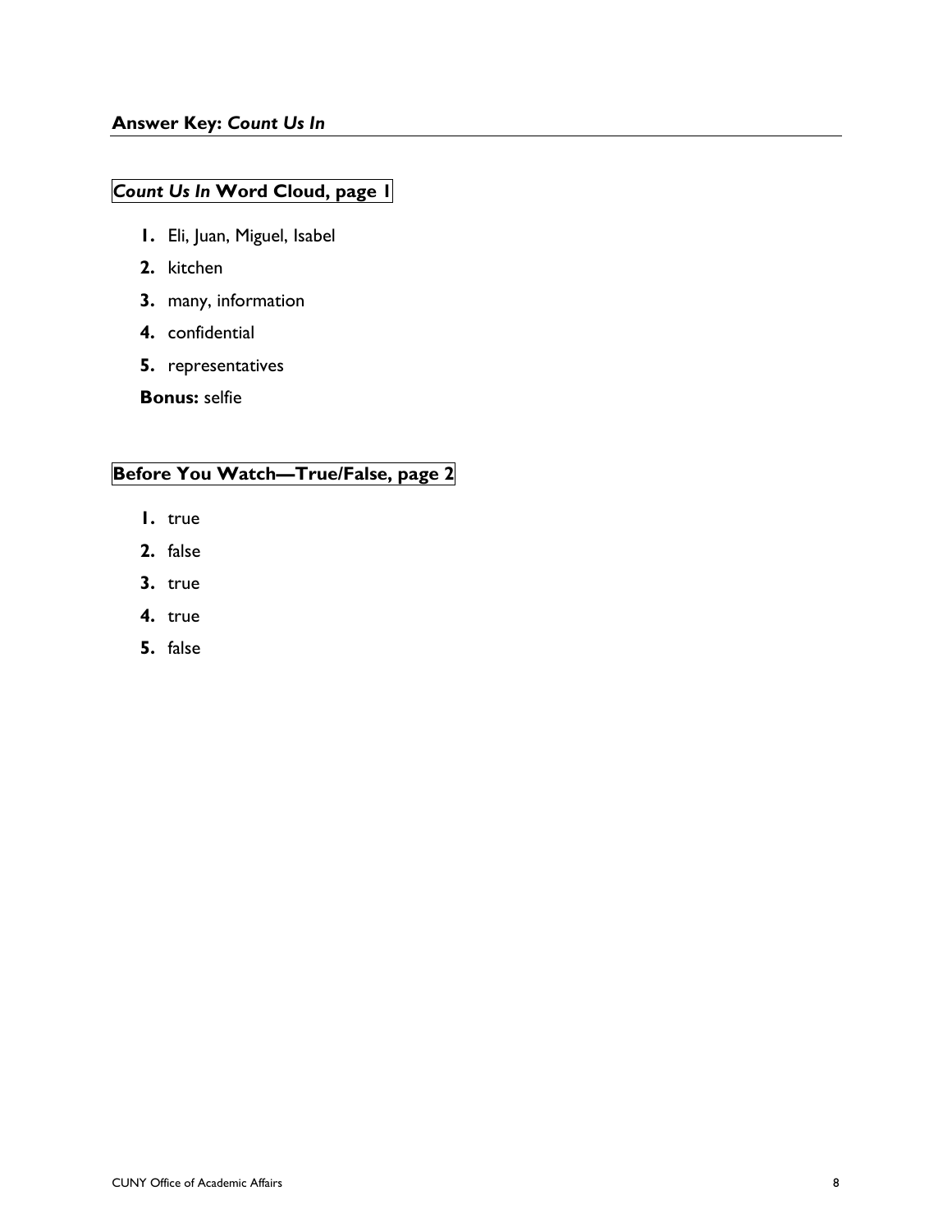## Answer Key: *Count Us In*

### *Count Us In* Word Cloud, page 1

1. Eli, Juan, Miguel, Isabel
2. kitchen
3. many, information
4. confidential
5. representatives

**Bonus:** selfie

### Before You Watch—True/False, page 2

1. true
2. false
3. true
4. true
5. false